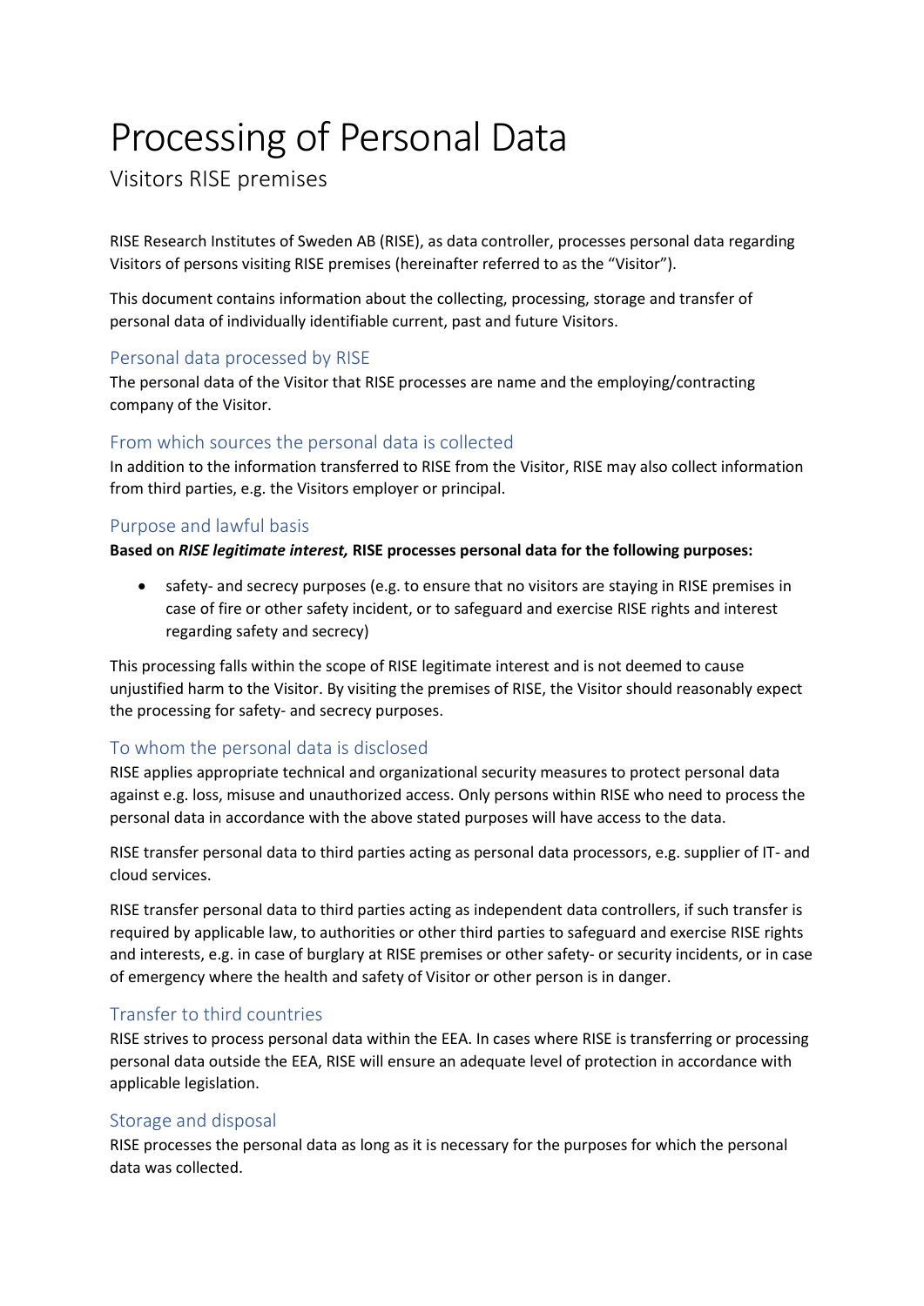# Processing of Personal Data

Visitors RISE premises

RISE Research Institutes of Sweden AB (RISE), as data controller, processes personal data regarding Visitors of persons visiting RISE premises (hereinafter referred to as the "Visitor").

This document contains information about the collecting, processing, storage and transfer of personal data of individually identifiable current, past and future Visitors.

## Personal data processed by RISE

The personal data of the Visitor that RISE processes are name and the employing/contracting company of the Visitor.

## From which sources the personal data is collected

In addition to the information transferred to RISE from the Visitor, RISE may also collect information from third parties, e.g. the Visitors employer or principal.

## Purpose and lawful basis

**Based on *RISE legitimate interest,* RISE processes personal data for the following purposes:**

- safety- and secrecy purposes (e.g. to ensure that no visitors are staying in RISE premises in case of fire or other safety incident, or to safeguard and exercise RISE rights and interest regarding safety and secrecy)

This processing falls within the scope of RISE legitimate interest and is not deemed to cause unjustified harm to the Visitor. By visiting the premises of RISE, the Visitor should reasonably expect the processing for safety- and secrecy purposes.

## To whom the personal data is disclosed

RISE applies appropriate technical and organizational security measures to protect personal data against e.g. loss, misuse and unauthorized access. Only persons within RISE who need to process the personal data in accordance with the above stated purposes will have access to the data.

RISE transfer personal data to third parties acting as personal data processors, e.g. supplier of IT- and cloud services.

RISE transfer personal data to third parties acting as independent data controllers, if such transfer is required by applicable law, to authorities or other third parties to safeguard and exercise RISE rights and interests, e.g. in case of burglary at RISE premises or other safety- or security incidents, or in case of emergency where the health and safety of Visitor or other person is in danger.

## Transfer to third countries

RISE strives to process personal data within the EEA. In cases where RISE is transferring or processing personal data outside the EEA, RISE will ensure an adequate level of protection in accordance with applicable legislation.

## Storage and disposal

RISE processes the personal data as long as it is necessary for the purposes for which the personal data was collected.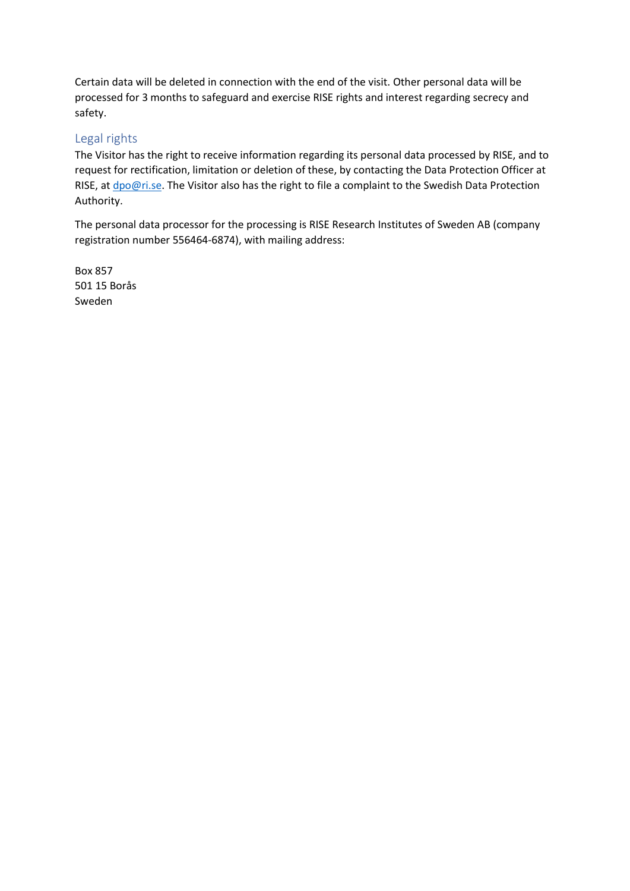Certain data will be deleted in connection with the end of the visit. Other personal data will be processed for 3 months to safeguard and exercise RISE rights and interest regarding secrecy and safety.

## Legal rights

The Visitor has the right to receive information regarding its personal data processed by RISE, and to request for rectification, limitation or deletion of these, by contacting the Data Protection Officer at RISE, at dpo@ri.se. The Visitor also has the right to file a complaint to the Swedish Data Protection Authority.

The personal data processor for the processing is RISE Research Institutes of Sweden AB (company registration number 556464-6874), with mailing address:

Box 857
501 15 Borås
Sweden